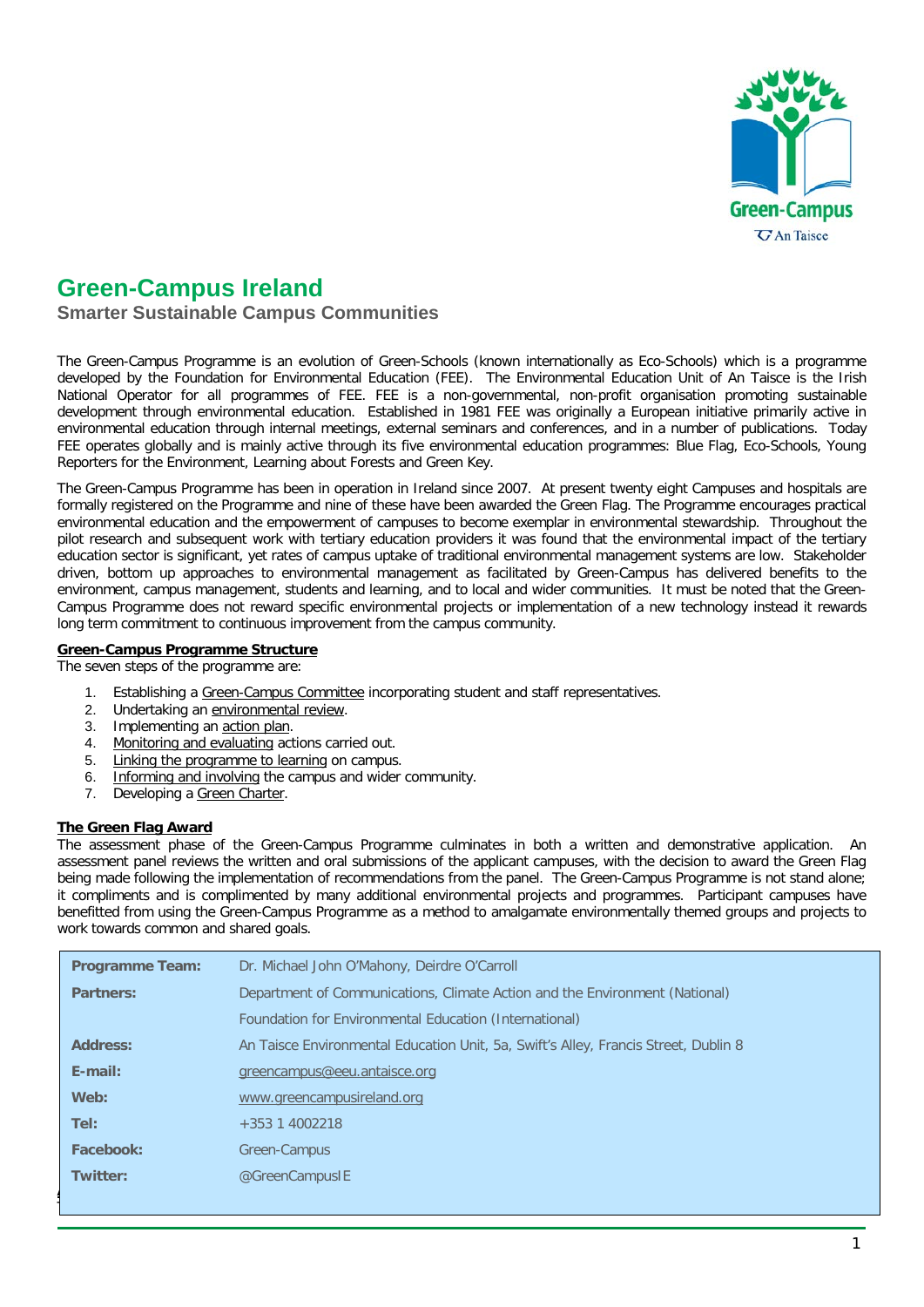# Green-Campus Ireland

## Smarter Sustainable Campus Communities

The Green-Campus Programme is an evolution of Green-Schools (known internationally as Eco-Schools) which is a programme developed by the Foundation for Environmental Education (FEE). The Environmental Education Unit of An Taisce is the Irish National Operator for all programmes of FEE. FEE is a non-governmental, non-profit organisation promoting sustainable development through environmental education. Established in 1981 FEE was originally a European initiative primarily active in environmental education through internal meetings, external seminars and conferences, and in a number of publications. Today FEE operates globally and is mainly active through its five environmental education programmes: Blue Flag, Eco-Schools, Young Reporters for the Environment, Learning about Forests and Green Key.

The Green-Campus Programme has been in operation in Ireland since 2007. At present twenty eight Campuses and hospitals are formally registered on the Programme and nine of these have been awarded the Green Flag. The Programme encourages practical environmental education and the empowerment of campuses to become exemplar in environmental stewardship. Throughout the pilot research and subsequent work with tertiary education providers it was found that the environmental impact of the tertiary education sector is significant, yet rates of campus uptake of traditional environmental management systems are low. Stakeholder driven, bottom up approaches to environmental management as facilitated by Green-Campus has delivered benefits to the environment, campus management, students and learning, and to local and wider communities. It must be noted that the Green-Campus Programme does not reward specific environmental projects or implementation of a new technology instead it rewards long term commitment to continuous improvement from the campus community.

**Green-Campus Programme Structure**

The seven steps of the programme are:

1. Establishing a Green-Campus Committee incorporating student and staff representatives.
2. Undertaking an environmental review.
3. Implementing an action plan.
4. Monitoring and evaluating actions carried out.
5. Linking the programme to learning on campus.
6. Informing and involving the campus and wider community.
7. Developing a Green Charter.

**The Green Flag Award**

The assessment phase of the Green-Campus Programme culminates in both a written and demonstrative application. An assessment panel reviews the written and oral submissions of the applicant campuses, with the decision to award the Green Flag being made following the implementation of recommendations from the panel. The Green-Campus Programme is not stand alone; it compliments and is complimented by many additional environmental projects and programmes. Participant campuses have benefitted from using the Green-Campus Programme as a method to amalgamate environmentally themed groups and projects to work towards common and shared goals.

| | |
|---|---|
| **Programme Team:** | Dr. Michael John O'Mahony, Deirdre O'Carroll |
| **Partners:** | Department of Communications, Climate Action and the Environment (National) |
| | Foundation for Environmental Education (International) |
| **Address:** | An Taisce Environmental Education Unit, 5a, Swift's Alley, Francis Street, Dublin 8 |
| **E-mail:** | greencampus@eeu.antaisce.org |
| **Web:** | www.greencampusireland.org |
| **Tel:** | +353 1 4002218 |
| **Facebook:** | Green-Campus |
| **Twitter:** | @GreenCampusIE |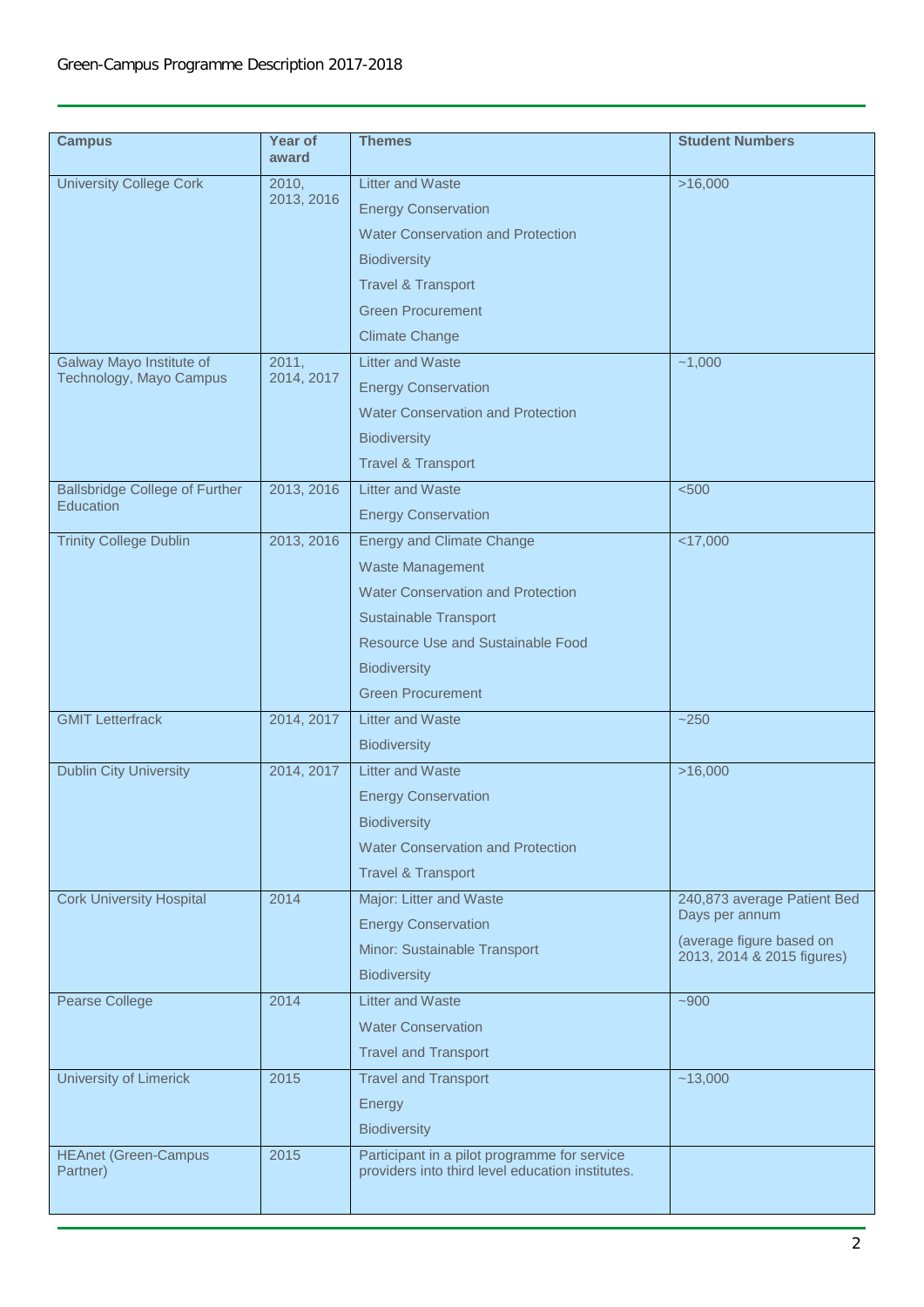| Campus | Year of award | Themes | Student Numbers |
|---|---|---|---|
| University College Cork | 2010, 2013, 2016 | Litter and Waste<br>Energy Conservation<br>Water Conservation and Protection<br>Biodiversity<br>Travel & Transport<br>Green Procurement<br>Climate Change | >16,000 |
| Galway Mayo Institute of Technology, Mayo Campus | 2011, 2014, 2017 | Litter and Waste<br>Energy Conservation<br>Water Conservation and Protection<br>Biodiversity<br>Travel & Transport | ~1,000 |
| Ballsbridge College of Further Education | 2013, 2016 | Litter and Waste<br>Energy Conservation | <500 |
| Trinity College Dublin | 2013, 2016 | Energy and Climate Change<br>Waste Management<br>Water Conservation and Protection<br>Sustainable Transport<br>Resource Use and Sustainable Food<br>Biodiversity<br>Green Procurement | <17,000 |
| GMIT Letterfrack | 2014, 2017 | Litter and Waste<br>Biodiversity | ~250 |
| Dublin City University | 2014, 2017 | Litter and Waste<br>Energy Conservation<br>Biodiversity<br>Water Conservation and Protection<br>Travel & Transport | >16,000 |
| Cork University Hospital | 2014 | Major: Litter and Waste<br>Energy Conservation<br>Minor: Sustainable Transport<br>Biodiversity | 240,873 average Patient Bed Days per annum<br>(average figure based on 2013, 2014 & 2015 figures) |
| Pearse College | 2014 | Litter and Waste<br>Water Conservation<br>Travel and Transport | ~900 |
| University of Limerick | 2015 | Travel and Transport<br>Energy<br>Biodiversity | ~13,000 |
| HEAnet (Green-Campus Partner) | 2015 | Participant in a pilot programme for service providers into third level education institutes. | |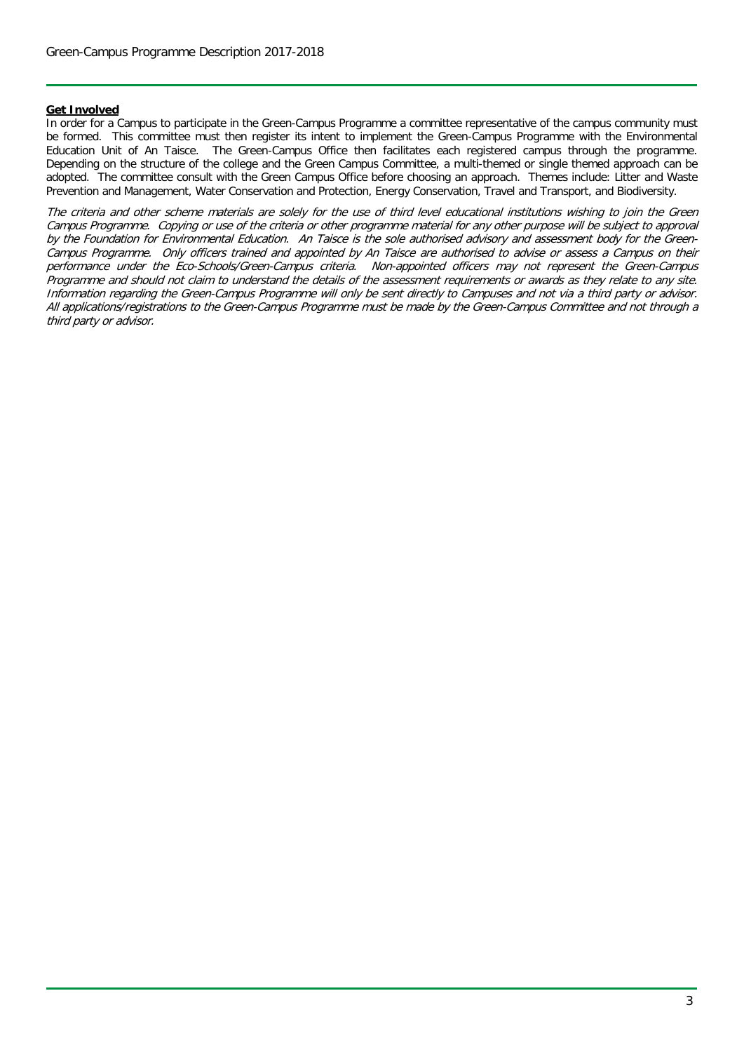**Get Involved**

In order for a Campus to participate in the Green-Campus Programme a committee representative of the campus community must be formed. This committee must then register its intent to implement the Green-Campus Programme with the Environmental Education Unit of An Taisce. The Green-Campus Office then facilitates each registered campus through the programme. Depending on the structure of the college and the Green Campus Committee, a multi-themed or single themed approach can be adopted. The committee consult with the Green Campus Office before choosing an approach. Themes include: Litter and Waste Prevention and Management, Water Conservation and Protection, Energy Conservation, Travel and Transport, and Biodiversity.

*The criteria and other scheme materials are solely for the use of third level educational institutions wishing to join the Green Campus Programme. Copying or use of the criteria or other programme material for any other purpose will be subject to approval by the Foundation for Environmental Education. An Taisce is the sole authorised advisory and assessment body for the Green-Campus Programme. Only officers trained and appointed by An Taisce are authorised to advise or assess a Campus on their performance under the Eco-Schools/Green-Campus criteria. Non-appointed officers may not represent the Green-Campus Programme and should not claim to understand the details of the assessment requirements or awards as they relate to any site. Information regarding the Green-Campus Programme will only be sent directly to Campuses and not via a third party or advisor. All applications/registrations to the Green-Campus Programme must be made by the Green-Campus Committee and not through a third party or advisor.*